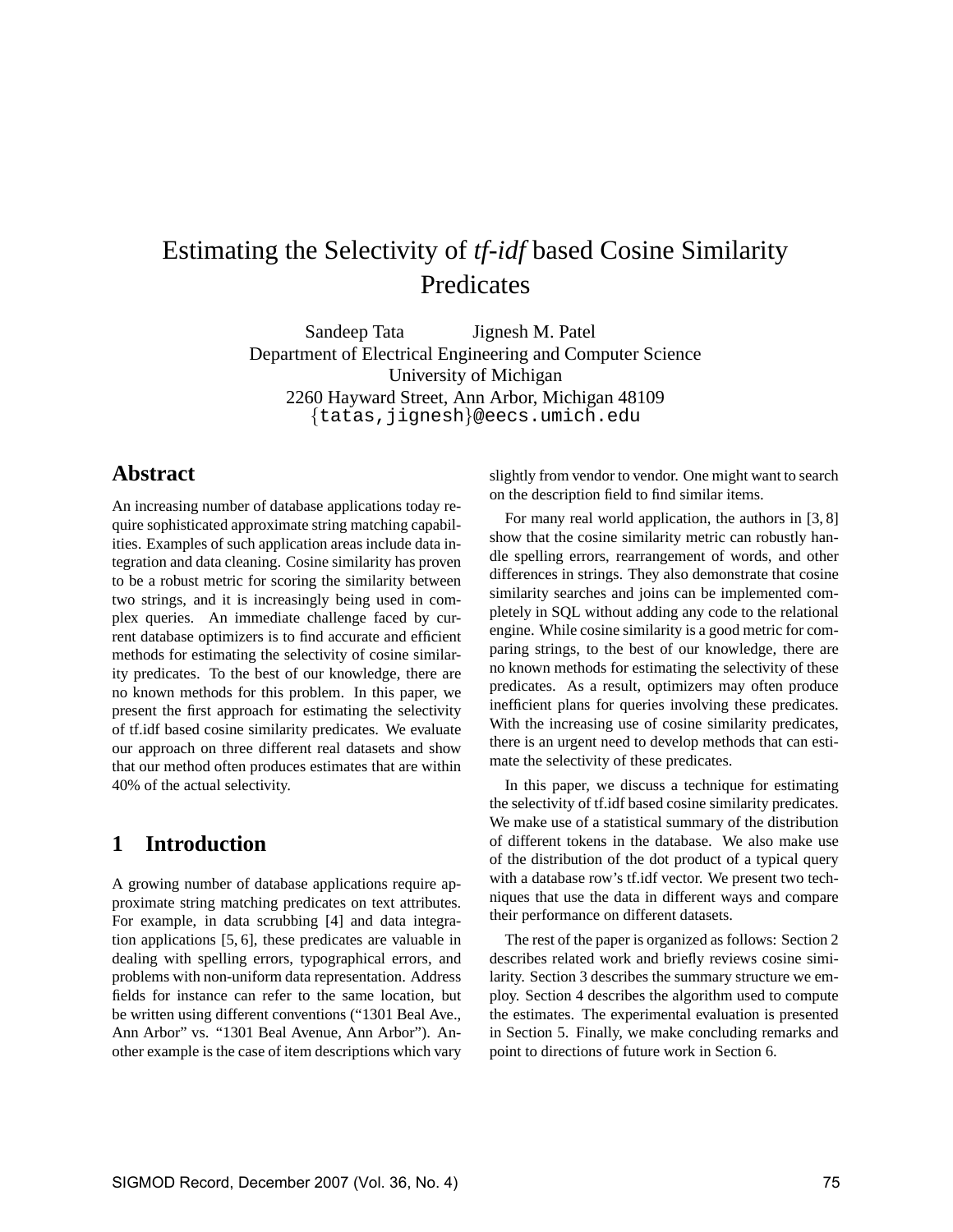# Estimating the Selectivity of *tf-idf* based Cosine Similarity Predicates

Sandeep Tata  Jignesh M. Patel
Department of Electrical Engineering and Computer Science
University of Michigan
2260 Hayward Street, Ann Arbor, Michigan 48109
{tatas,jignesh}@eecs.umich.edu

## Abstract

An increasing number of database applications today require sophisticated approximate string matching capabilities. Examples of such application areas include data integration and data cleaning. Cosine similarity has proven to be a robust metric for scoring the similarity between two strings, and it is increasingly being used in complex queries. An immediate challenge faced by current database optimizers is to find accurate and efficient methods for estimating the selectivity of cosine similarity predicates. To the best of our knowledge, there are no known methods for this problem. In this paper, we present the first approach for estimating the selectivity of tf.idf based cosine similarity predicates. We evaluate our approach on three different real datasets and show that our method often produces estimates that are within 40% of the actual selectivity.

## 1 Introduction

A growing number of database applications require approximate string matching predicates on text attributes. For example, in data scrubbing [4] and data integration applications [5, 6], these predicates are valuable in dealing with spelling errors, typographical errors, and problems with non-uniform data representation. Address fields for instance can refer to the same location, but be written using different conventions ("1301 Beal Ave., Ann Arbor" vs. "1301 Beal Avenue, Ann Arbor"). Another example is the case of item descriptions which vary slightly from vendor to vendor. One might want to search on the description field to find similar items.

For many real world application, the authors in [3, 8] show that the cosine similarity metric can robustly handle spelling errors, rearrangement of words, and other differences in strings. They also demonstrate that cosine similarity searches and joins can be implemented completely in SQL without adding any code to the relational engine. While cosine similarity is a good metric for comparing strings, to the best of our knowledge, there are no known methods for estimating the selectivity of these predicates. As a result, optimizers may often produce inefficient plans for queries involving these predicates. With the increasing use of cosine similarity predicates, there is an urgent need to develop methods that can estimate the selectivity of these predicates.

In this paper, we discuss a technique for estimating the selectivity of tf.idf based cosine similarity predicates. We make use of a statistical summary of the distribution of different tokens in the database. We also make use of the distribution of the dot product of a typical query with a database row's tf.idf vector. We present two techniques that use the data in different ways and compare their performance on different datasets.

The rest of the paper is organized as follows: Section 2 describes related work and briefly reviews cosine similarity. Section 3 describes the summary structure we employ. Section 4 describes the algorithm used to compute the estimates. The experimental evaluation is presented in Section 5. Finally, we make concluding remarks and point to directions of future work in Section 6.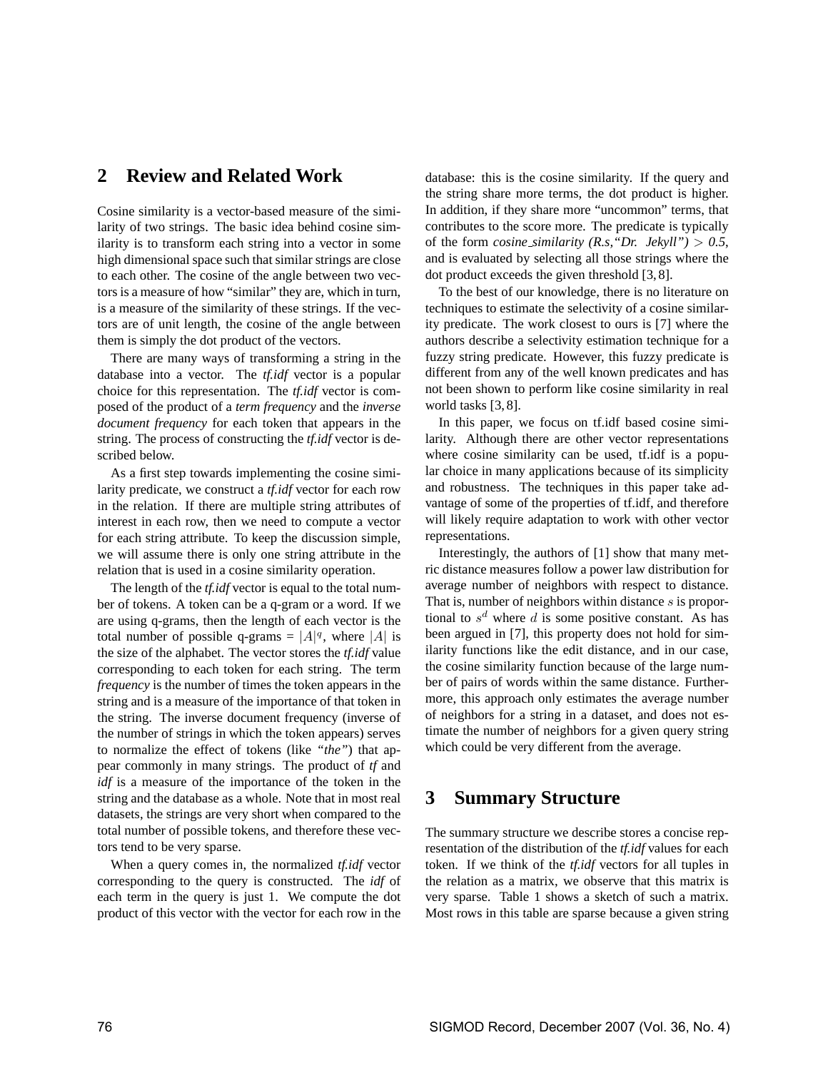## 2 Review and Related Work

Cosine similarity is a vector-based measure of the similarity of two strings. The basic idea behind cosine similarity is to transform each string into a vector in some high dimensional space such that similar strings are close to each other. The cosine of the angle between two vectors is a measure of how "similar" they are, which in turn, is a measure of the similarity of these strings. If the vectors are of unit length, the cosine of the angle between them is simply the dot product of the vectors.

There are many ways of transforming a string in the database into a vector. The *tf.idf* vector is a popular choice for this representation. The *tf.idf* vector is composed of the product of a *term frequency* and the *inverse document frequency* for each token that appears in the string. The process of constructing the *tf.idf* vector is described below.

As a first step towards implementing the cosine similarity predicate, we construct a *tf.idf* vector for each row in the relation. If there are multiple string attributes of interest in each row, then we need to compute a vector for each string attribute. To keep the discussion simple, we will assume there is only one string attribute in the relation that is used in a cosine similarity operation.

The length of the *tf.idf* vector is equal to the total number of tokens. A token can be a q-gram or a word. If we are using q-grams, then the length of each vector is the total number of possible q-grams = $|A|^q$, where $|A|$ is the size of the alphabet. The vector stores the *tf.idf* value corresponding to each token for each string. The term *frequency* is the number of times the token appears in the string and is a measure of the importance of that token in the string. The inverse document frequency (inverse of the number of strings in which the token appears) serves to normalize the effect of tokens (like *"the"*) that appear commonly in many strings. The product of *tf* and *idf* is a measure of the importance of the token in the string and the database as a whole. Note that in most real datasets, the strings are very short when compared to the total number of possible tokens, and therefore these vectors tend to be very sparse.

When a query comes in, the normalized *tf.idf* vector corresponding to the query is constructed. The *idf* of each term in the query is just 1. We compute the dot product of this vector with the vector for each row in the database: this is the cosine similarity. If the query and the string share more terms, the dot product is higher. In addition, if they share more "uncommon" terms, that contributes to the score more. The predicate is typically of the form *cosine_similarity (R.s,"Dr. Jekyll")* $> 0.5$, and is evaluated by selecting all those strings where the dot product exceeds the given threshold [3, 8].

To the best of our knowledge, there is no literature on techniques to estimate the selectivity of a cosine similarity predicate. The work closest to ours is [7] where the authors describe a selectivity estimation technique for a fuzzy string predicate. However, this fuzzy predicate is different from any of the well known predicates and has not been shown to perform like cosine similarity in real world tasks [3, 8].

In this paper, we focus on tf.idf based cosine similarity. Although there are other vector representations where cosine similarity can be used, tf.idf is a popular choice in many applications because of its simplicity and robustness. The techniques in this paper take advantage of some of the properties of tf.idf, and therefore will likely require adaptation to work with other vector representations.

Interestingly, the authors of [1] show that many metric distance measures follow a power law distribution for average number of neighbors with respect to distance. That is, number of neighbors within distance $s$ is proportional to $s^d$ where $d$ is some positive constant. As has been argued in [7], this property does not hold for similarity functions like the edit distance, and in our case, the cosine similarity function because of the large number of pairs of words within the same distance. Furthermore, this approach only estimates the average number of neighbors for a string in a dataset, and does not estimate the number of neighbors for a given query string which could be very different from the average.

## 3 Summary Structure

The summary structure we describe stores a concise representation of the distribution of the *tf.idf* values for each token. If we think of the *tf.idf* vectors for all tuples in the relation as a matrix, we observe that this matrix is very sparse. Table 1 shows a sketch of such a matrix. Most rows in this table are sparse because a given string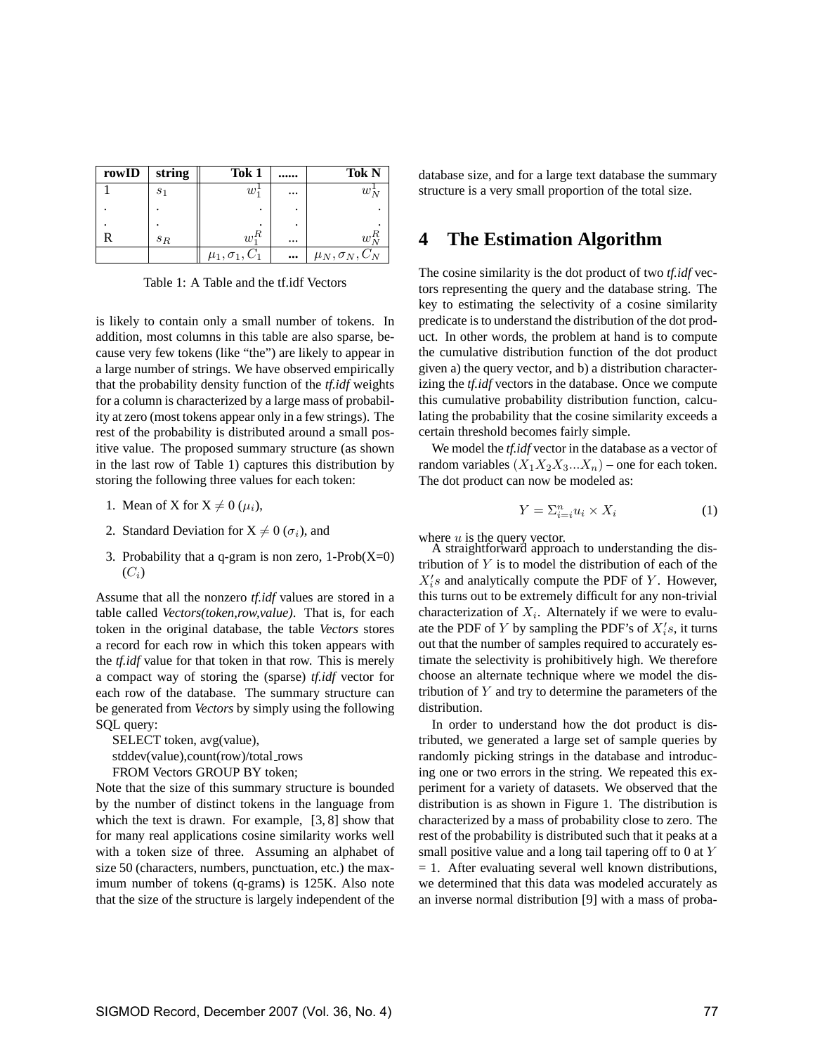| rowID | string | Tok 1 | ...... | Tok N |
|---|---|---|---|---|
| 1 | $s_1$ | $w_1^1$ | ... | $w_N^1$ |
| . | . | . | . | . |
| . | . | . | . | . |
| R | $s_R$ | $w_1^R$ | ... | $w_N^R$ |
| | | $\mu_1, \sigma_1, C_1$ | ... | $\mu_N, \sigma_N, C_N$ |

Table 1: A Table and the tf.idf Vectors

is likely to contain only a small number of tokens. In addition, most columns in this table are also sparse, because very few tokens (like "the") are likely to appear in a large number of strings. We have observed empirically that the probability density function of the *tf.idf* weights for a column is characterized by a large mass of probability at zero (most tokens appear only in a few strings). The rest of the probability is distributed around a small positive value. The proposed summary structure (as shown in the last row of Table 1) captures this distribution by storing the following three values for each token:

1. Mean of X for X $\neq$ 0 ($\mu_i$),
2. Standard Deviation for X $\neq$ 0 ($\sigma_i$), and
3. Probability that a q-gram is non zero, 1-Prob(X=0) ($C_i$)

Assume that all the nonzero *tf.idf* values are stored in a table called *Vectors(token,row,value)*. That is, for each token in the original database, the table *Vectors* stores a record for each row in which this token appears with the *tf.idf* value for that token in that row. This is merely a compact way of storing the (sparse) *tf.idf* vector for each row of the database. The summary structure can be generated from *Vectors* by simply using the following SQL query:

```
SELECT token, avg(value),
stddev(value),count(row)/total_rows
FROM Vectors GROUP BY token;
```

Note that the size of this summary structure is bounded by the number of distinct tokens in the language from which the text is drawn. For example, [3, 8] show that for many real applications cosine similarity works well with a token size of three. Assuming an alphabet of size 50 (characters, numbers, punctuation, etc.) the maximum number of tokens (q-grams) is 125K. Also note that the size of the structure is largely independent of the database size, and for a large text database the summary structure is a very small proportion of the total size.

# 4 The Estimation Algorithm

The cosine similarity is the dot product of two *tf.idf* vectors representing the query and the database string. The key to estimating the selectivity of a cosine similarity predicate is to understand the distribution of the dot product. In other words, the problem at hand is to compute the cumulative distribution function of the dot product given a) the query vector, and b) a distribution characterizing the *tf.idf* vectors in the database. Once we compute this cumulative probability distribution function, calculating the probability that the cosine similarity exceeds a certain threshold becomes fairly simple.

We model the *tf.idf* vector in the database as a vector of random variables $(X_1 X_2 X_3 ... X_n)$ – one for each token. The dot product can now be modeled as:

$$Y = \Sigma_{i=i}^{n} u_i \times X_i \quad (1)$$

where $u$ is the query vector.

A straightforward approach to understanding the distribution of $Y$ is to model the distribution of each of the $X_i's$ and analytically compute the PDF of $Y$. However, this turns out to be extremely difficult for any non-trivial characterization of $X_i$. Alternately if we were to evaluate the PDF of $Y$ by sampling the PDF's of $X_i's$, it turns out that the number of samples required to accurately estimate the selectivity is prohibitively high. We therefore choose an alternate technique where we model the distribution of $Y$ and try to determine the parameters of the distribution.

In order to understand how the dot product is distributed, we generated a large set of sample queries by randomly picking strings in the database and introducing one or two errors in the string. We repeated this experiment for a variety of datasets. We observed that the distribution is as shown in Figure 1. The distribution is characterized by a mass of probability close to zero. The rest of the probability is distributed such that it peaks at a small positive value and a long tail tapering off to 0 at $Y$ = 1. After evaluating several well known distributions, we determined that this data was modeled accurately as an inverse normal distribution [9] with a mass of proba-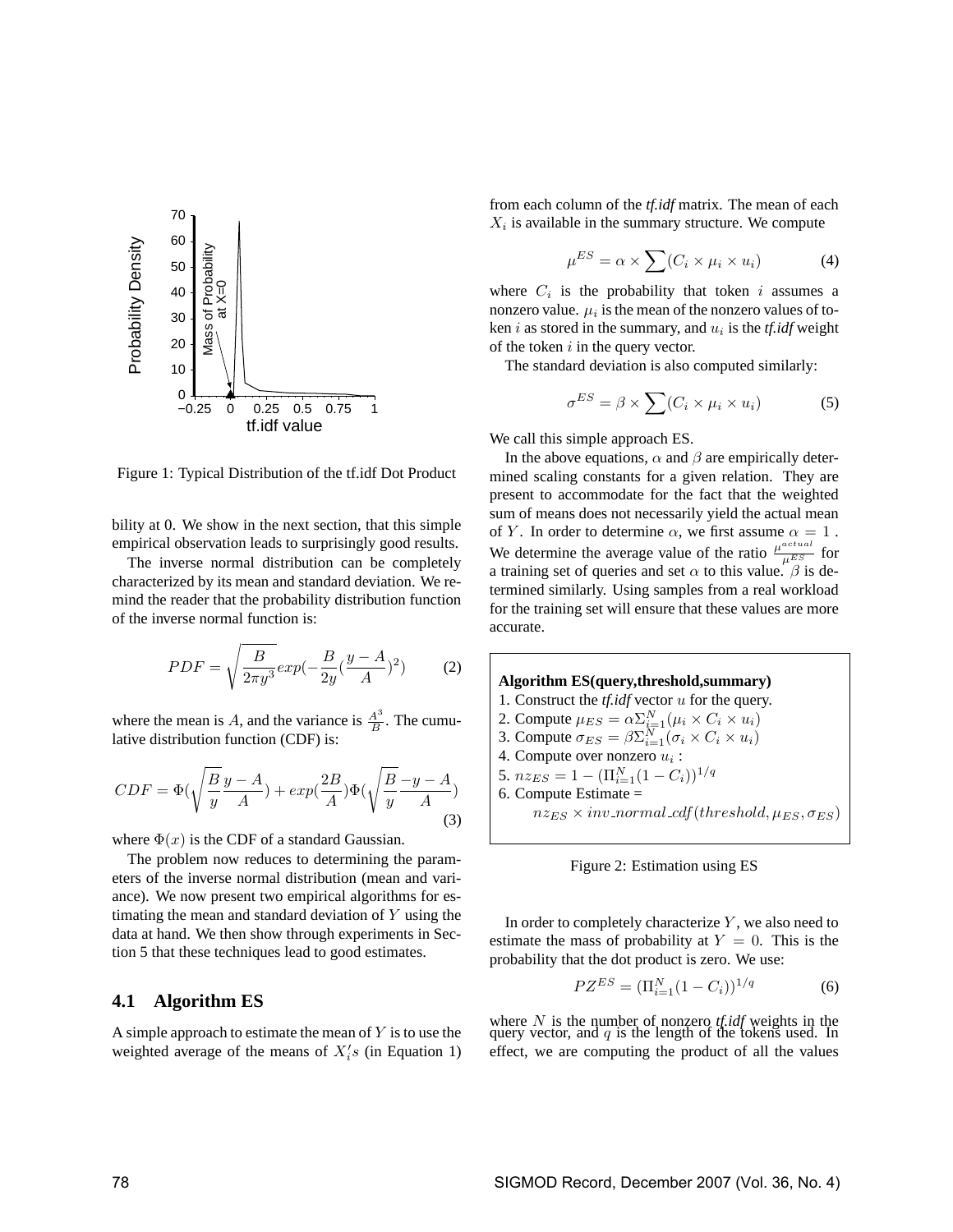Figure 1: Typical Distribution of the tf.idf Dot Product

bility at 0. We show in the next section, that this simple empirical observation leads to surprisingly good results.

The inverse normal distribution can be completely characterized by its mean and standard deviation. We remind the reader that the probability distribution function of the inverse normal function is:

$$PDF = \sqrt{\frac{B}{2\pi y^3}} exp(-\frac{B}{2y}(\frac{y-A}{A})^2) \tag{2}$$

where the mean is $A$, and the variance is $\frac{A^3}{B}$. The cumulative distribution function (CDF) is:

$$CDF = \Phi(\sqrt{\frac{B}{y}}\frac{y-A}{A}) + exp(\frac{2B}{A})\Phi(\sqrt{\frac{B}{y}}\frac{-y-A}{A}) \tag{3}$$

where $\Phi(x)$ is the CDF of a standard Gaussian.

The problem now reduces to determining the parameters of the inverse normal distribution (mean and variance). We now present two empirical algorithms for estimating the mean and standard deviation of $Y$ using the data at hand. We then show through experiments in Section 5 that these techniques lead to good estimates.

## 4.1 Algorithm ES

A simple approach to estimate the mean of $Y$ is to use the weighted average of the means of $X_i's$ (in Equation 1) from each column of the *tf.idf* matrix. The mean of each $X_i$ is available in the summary structure. We compute

$$\mu^{ES} = \alpha \times \sum (C_i \times \mu_i \times u_i) \tag{4}$$

where $C_i$ is the probability that token $i$ assumes a nonzero value. $\mu_i$ is the mean of the nonzero values of token $i$ as stored in the summary, and $u_i$ is the *tf.idf* weight of the token $i$ in the query vector.

The standard deviation is also computed similarly:

$$\sigma^{ES} = \beta \times \sum (C_i \times \mu_i \times u_i) \tag{5}$$

We call this simple approach ES.

In the above equations, $\alpha$ and $\beta$ are empirically determined scaling constants for a given relation. They are present to accommodate for the fact that the weighted sum of means does not necessarily yield the actual mean of $Y$. In order to determine $\alpha$, we first assume $\alpha = 1$. We determine the average value of the ratio $\frac{\mu^{actual}}{\mu^{ES}}$ for a training set of queries and set $\alpha$ to this value. $\beta$ is determined similarly. Using samples from a real workload for the training set will ensure that these values are more accurate.

**Algorithm ES(query,threshold,summary)**
1. Construct the *tf.idf* vector $u$ for the query.
2. Compute $\mu_{ES} = \alpha\Sigma_{i=1}^{N}(\mu_i \times C_i \times u_i)$
3. Compute $\sigma_{ES} = \beta\Sigma_{i=1}^{N}(\sigma_i \times C_i \times u_i)$
4. Compute over nonzero $u_i$ :
5. $nz_{ES} = 1 - (\Pi_{i=1}^{N}(1 - C_i))^{1/q}$
6. Compute Estimate = $nz_{ES} \times inv\_normal\_cdf(threshold, \mu_{ES}, \sigma_{ES})$

Figure 2: Estimation using ES

In order to completely characterize $Y$, we also need to estimate the mass of probability at $Y = 0$. This is the probability that the dot product is zero. We use:

$$PZ^{ES} = (\Pi_{i=1}^{N}(1 - C_i))^{1/q} \tag{6}$$

where $N$ is the number of nonzero *tf.idf* weights in the query vector, and $q$ is the length of the tokens used. In effect, we are computing the product of all the values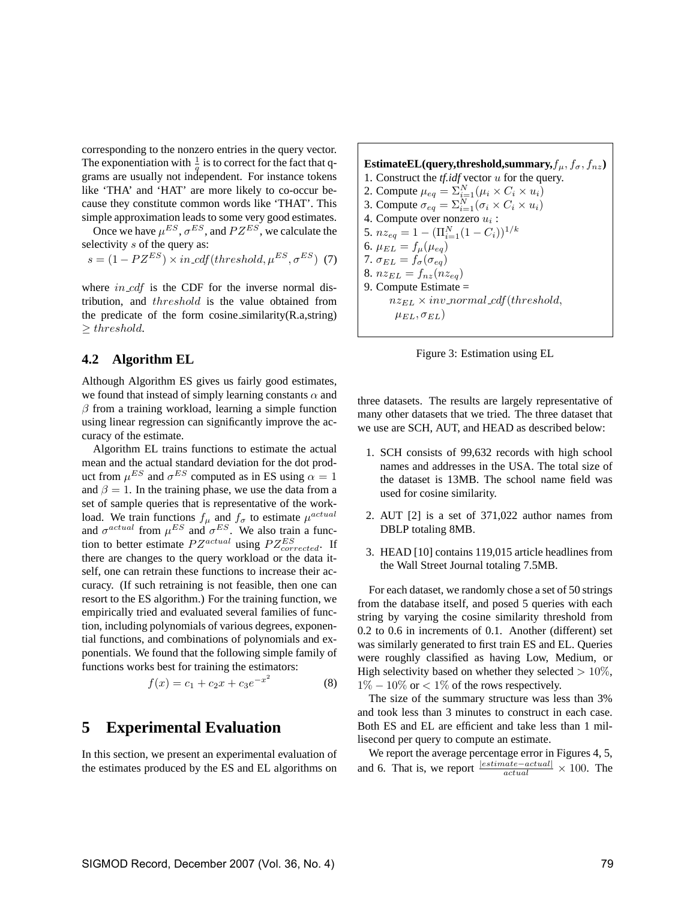corresponding to the nonzero entries in the query vector. The exponentiation with $\frac{1}{q}$ is to correct for the fact that q-grams are usually not independent. For instance tokens like 'THA' and 'HAT' are more likely to co-occur because they constitute common words like 'THAT'. This simple approximation leads to some very good estimates.

Once we have $\mu^{ES}$, $\sigma^{ES}$, and $PZ^{ES}$, we calculate the selectivity $s$ of the query as:

$$s = (1 - PZ^{ES}) \times in\_cdf(threshold, \mu^{ES}, \sigma^{ES}) \quad (7)$$

where $in\_cdf$ is the CDF for the inverse normal distribution, and $threshold$ is the value obtained from the predicate of the form cosine_similarity(R.a,string) $\geq threshold$.

### 4.2 Algorithm EL

Although Algorithm ES gives us fairly good estimates, we found that instead of simply learning constants $\alpha$ and $\beta$ from a training workload, learning a simple function using linear regression can significantly improve the accuracy of the estimate.

Algorithm EL trains functions to estimate the actual mean and the actual standard deviation for the dot product from $\mu^{ES}$ and $\sigma^{ES}$ computed as in ES using $\alpha = 1$ and $\beta = 1$. In the training phase, we use the data from a set of sample queries that is representative of the workload. We train functions $f_\mu$ and $f_\sigma$ to estimate $\mu^{actual}$ and $\sigma^{actual}$ from $\mu^{ES}$ and $\sigma^{ES}$. We also train a function to better estimate $PZ^{actual}$ using $PZ^{ES}_{corrected}$. If there are changes to the query workload or the data itself, one can retrain these functions to increase their accuracy. (If such retraining is not feasible, then one can resort to the ES algorithm.) For the training function, we empirically tried and evaluated several families of function, including polynomials of various degrees, exponential functions, and combinations of polynomials and exponentials. We found that the following simple family of functions works best for training the estimators:

$$f(x) = c_1 + c_2 x + c_3 e^{-x^2} \quad (8)$$

**EstimateEL(query,threshold,summary,**$f_\mu, f_\sigma, f_{nz}$**)**
1. Construct the *tf.idf* vector $u$ for the query.
2. Compute $\mu_{eq} = \Sigma_{i=1}^{N}(\mu_i \times C_i \times u_i)$
3. Compute $\sigma_{eq} = \Sigma_{i=1}^{N}(\sigma_i \times C_i \times u_i)$
4. Compute over nonzero $u_i$ :
5. $nz_{eq} = 1 - (\Pi_{i=1}^{N}(1 - C_i))^{1/k}$
6. $\mu_{EL} = f_\mu(\mu_{eq})$
7. $\sigma_{EL} = f_\sigma(\sigma_{eq})$
8. $nz_{EL} = f_{nz}(nz_{eq})$
9. Compute Estimate = $nz_{EL} \times inv\_normal\_cdf(threshold, \mu_{EL}, \sigma_{EL})$

Figure 3: Estimation using EL

## 5 Experimental Evaluation

In this section, we present an experimental evaluation of the estimates produced by the ES and EL algorithms on three datasets. The results are largely representative of many other datasets that we tried. The three dataset that we use are SCH, AUT, and HEAD as described below:

1. SCH consists of 99,632 records with high school names and addresses in the USA. The total size of the dataset is 13MB. The school name field was used for cosine similarity.
2. AUT [2] is a set of 371,022 author names from DBLP totaling 8MB.
3. HEAD [10] contains 119,015 article headlines from the Wall Street Journal totaling 7.5MB.

For each dataset, we randomly chose a set of 50 strings from the database itself, and posed 5 queries with each string by varying the cosine similarity threshold from 0.2 to 0.6 in increments of 0.1. Another (different) set was similarly generated to first train ES and EL. Queries were roughly classified as having Low, Medium, or High selectivity based on whether they selected $> 10\%$, $1\% - 10\%$ or $< 1\%$ of the rows respectively.

The size of the summary structure was less than 3% and took less than 3 minutes to construct in each case. Both ES and EL are efficient and take less than 1 millisecond per query to compute an estimate.

We report the average percentage error in Figures 4, 5, and 6. That is, we report $\frac{|estimate - actual|}{actual} \times 100$. The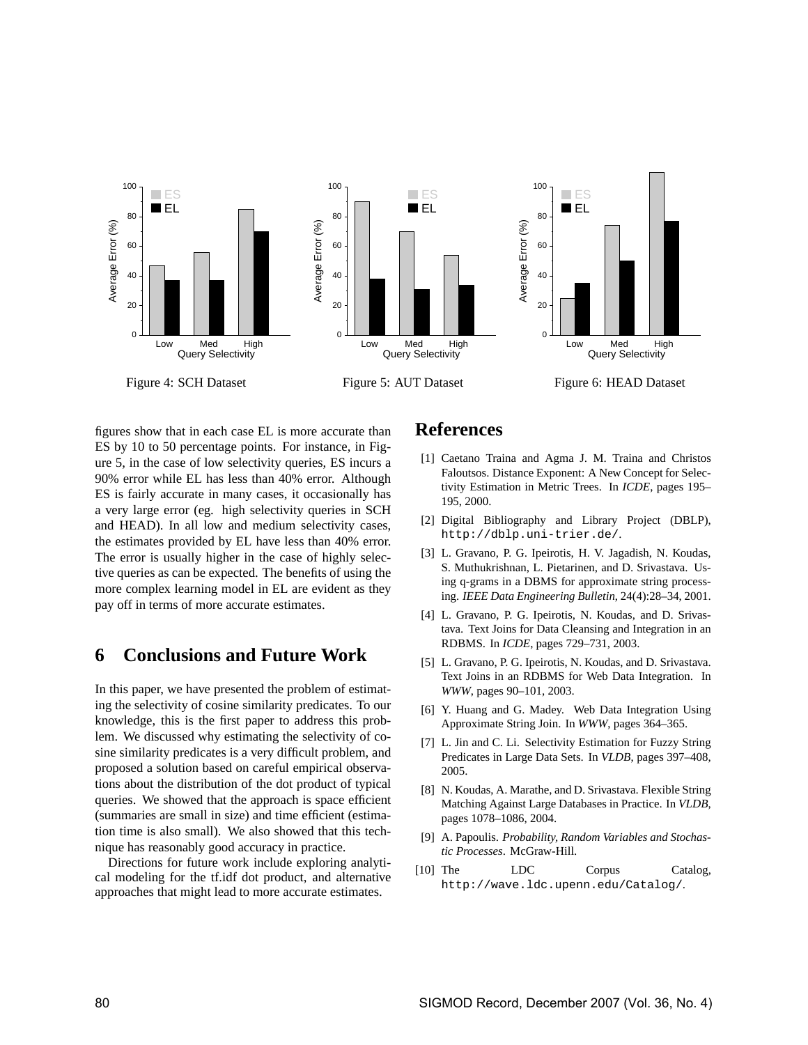100
80
60
40
20
0
Average Error (%)
ES
EL
Low Med High
Query Selectivity

Figure 4: SCH Dataset

100
80
60
40
20
0
Average Error (%)
ES
EL
Low Med High
Query Selectivity

Figure 5: AUT Dataset

100
80
60
40
20
0
Average Error (%)
ES
EL
Low Med High
Query Selectivity

Figure 6: HEAD Dataset

figures show that in each case EL is more accurate than ES by 10 to 50 percentage points. For instance, in Figure 5, in the case of low selectivity queries, ES incurs a 90% error while EL has less than 40% error. Although ES is fairly accurate in many cases, it occasionally has a very large error (eg. high selectivity queries in SCH and HEAD). In all low and medium selectivity cases, the estimates provided by EL have less than 40% error. The error is usually higher in the case of highly selective queries as can be expected. The benefits of using the more complex learning model in EL are evident as they pay off in terms of more accurate estimates.

## 6 Conclusions and Future Work

In this paper, we have presented the problem of estimating the selectivity of cosine similarity predicates. To our knowledge, this is the first paper to address this problem. We discussed why estimating the selectivity of cosine similarity predicates is a very difficult problem, and proposed a solution based on careful empirical observations about the distribution of the dot product of typical queries. We showed that the approach is space efficient (summaries are small in size) and time efficient (estimation time is also small). We also showed that this technique has reasonably good accuracy in practice.

Directions for future work include exploring analytical modeling for the tf.idf dot product, and alternative approaches that might lead to more accurate estimates.

## References

[1] Caetano Traina and Agma J. M. Traina and Christos Faloutsos. Distance Exponent: A New Concept for Selectivity Estimation in Metric Trees. In *ICDE*, pages 195–195, 2000.

[2] Digital Bibliography and Library Project (DBLP), `http://dblp.uni-trier.de/`.

[3] L. Gravano, P. G. Ipeirotis, H. V. Jagadish, N. Koudas, S. Muthukrishnan, L. Pietarinen, and D. Srivastava. Using q-grams in a DBMS for approximate string processing. *IEEE Data Engineering Bulletin*, 24(4):28–34, 2001.

[4] L. Gravano, P. G. Ipeirotis, N. Koudas, and D. Srivastava. Text Joins for Data Cleansing and Integration in an RDBMS. In *ICDE*, pages 729–731, 2003.

[5] L. Gravano, P. G. Ipeirotis, N. Koudas, and D. Srivastava. Text Joins in an RDBMS for Web Data Integration. In *WWW*, pages 90–101, 2003.

[6] Y. Huang and G. Madey. Web Data Integration Using Approximate String Join. In *WWW*, pages 364–365.

[7] L. Jin and C. Li. Selectivity Estimation for Fuzzy String Predicates in Large Data Sets. In *VLDB*, pages 397–408, 2005.

[8] N. Koudas, A. Marathe, and D. Srivastava. Flexible String Matching Against Large Databases in Practice. In *VLDB*, pages 1078–1086, 2004.

[9] A. Papoulis. *Probability, Random Variables and Stochastic Processes*. McGraw-Hill.

[10] The LDC Corpus Catalog, `http://wave.ldc.upenn.edu/Catalog/`.